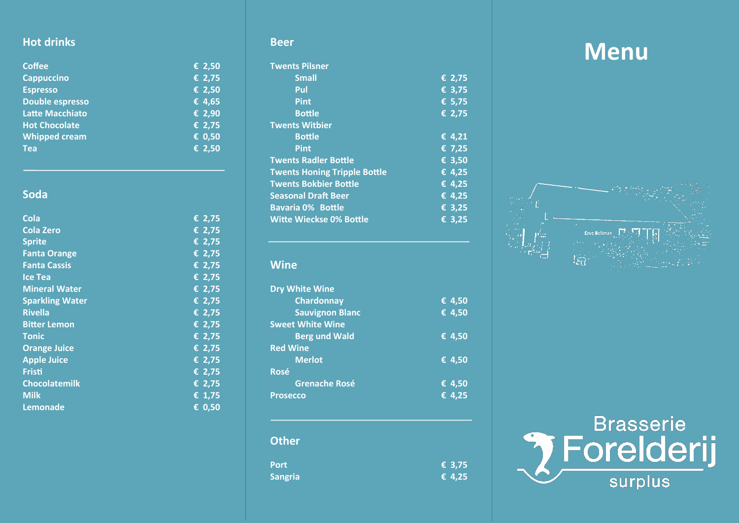## Hot drinks

| Item | Price |
|---|---|
| Coffee | € 2,50 |
| Cappuccino | € 2,75 |
| Espresso | € 2,50 |
| Double espresso | € 4,65 |
| Latte Macchiato | € 2,90 |
| Hot Chocolate | € 2,75 |
| Whipped cream | € 0,50 |
| Tea | € 2,50 |

## Soda

| Item | Price |
|---|---|
| Cola | € 2,75 |
| Cola Zero | € 2,75 |
| Sprite | € 2,75 |
| Fanta Orange | € 2,75 |
| Fanta Cassis | € 2,75 |
| Ice Tea | € 2,75 |
| Mineral Water | € 2,75 |
| Sparkling Water | € 2,75 |
| Rivella | € 2,75 |
| Bitter Lemon | € 2,75 |
| Tonic | € 2,75 |
| Orange Juice | € 2,75 |
| Apple Juice | € 2,75 |
| Fristi | € 2,75 |
| Chocolatemilk | € 2,75 |
| Milk | € 1,75 |
| Lemonade | € 0,50 |

## Beer

| Item | Price |
|---|---|
| Twents Pilsner | |
| Small | € 2,75 |
| Pul | € 3,75 |
| Pint | € 5,75 |
| Bottle | € 2,75 |
| Twents Witbier | |
| Bottle | € 4,21 |
| Pint | € 7,25 |
| Twents Radler Bottle | € 3,50 |
| Twents Honing Tripple Bottle | € 4,25 |
| Twents Bokbier Bottle | € 4,25 |
| Seasonal Draft Beer | € 4,25 |
| Bavaria 0% Bottle | € 3,25 |
| Witte Wieckse 0% Bottle | € 3,25 |

## Wine

| Item | Price |
|---|---|
| Dry White Wine | |
| Chardonnay | € 4,50 |
| Sauvignon Blanc | € 4,50 |
| Sweet White Wine | |
| Berg und Wald | € 4,50 |
| Red Wine | |
| Merlot | € 4,50 |
| Rosé | |
| Grenache Rosé | € 4,50 |
| Prosecco | € 4,25 |

## Other

| Item | Price |
|---|---|
| Port | € 3,75 |
| Sangria | € 4,25 |

# Menu

Erve Beltman

Brasserie Forelderij surplus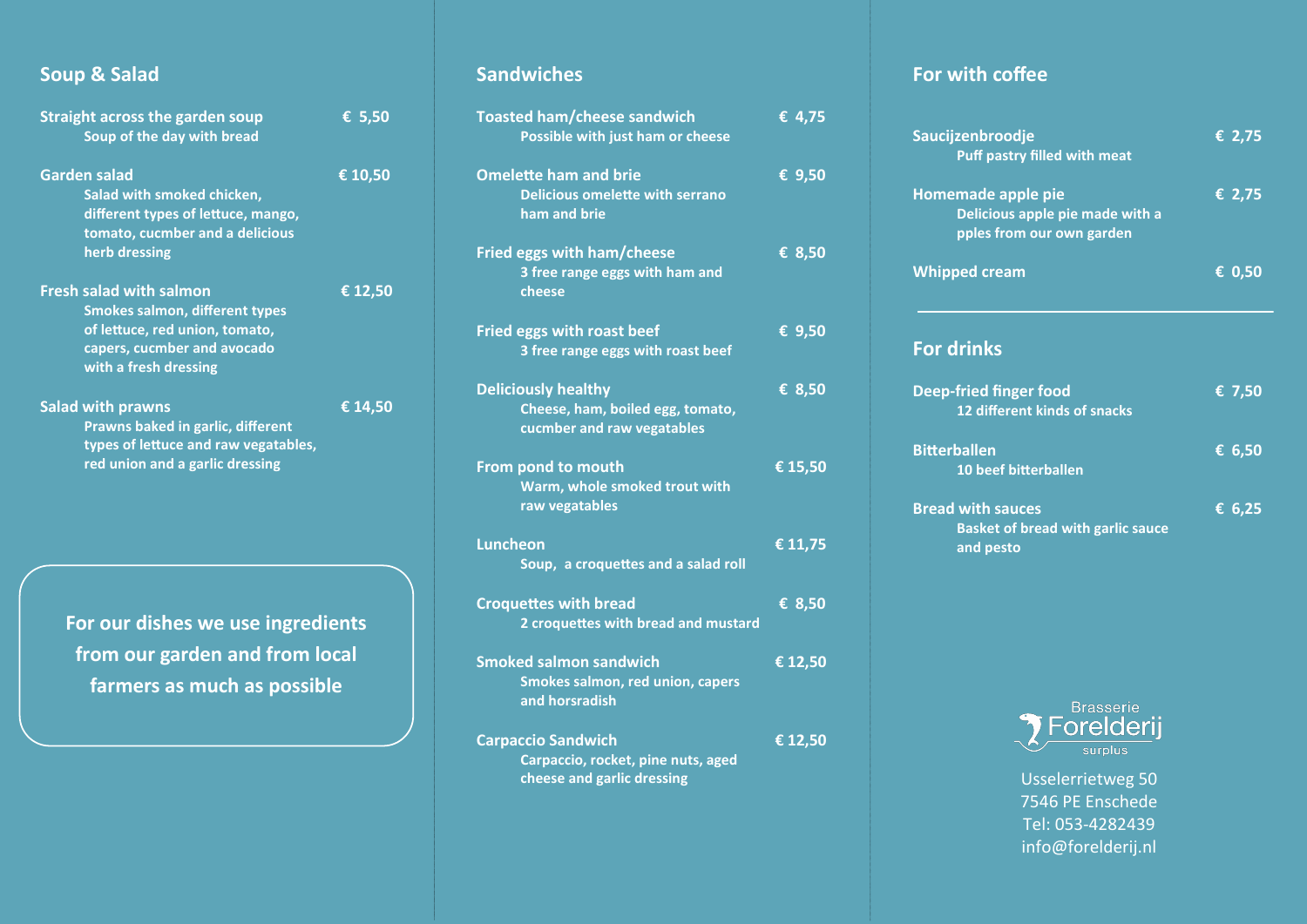## Soup & Salad

**Straight across the garden soup** € 5,50
Soup of the day with bread

**Garden salad** € 10,50
Salad with smoked chicken, different types of lettuce, mango, tomato, cucmber and a delicious herb dressing

**Fresh salad with salmon** € 12,50
Smokes salmon, different types of lettuce, red union, tomato, capers, cucmber and avocado with a fresh dressing

**Salad with prawns** € 14,50
Prawns baked in garlic, different types of lettuce and raw vegatables, red union and a garlic dressing

For our dishes we use ingredients from our garden and from local farmers as much as possible

## Sandwiches

**Toasted ham/cheese sandwich** € 4,75
Possible with just ham or cheese

**Omelette ham and brie** € 9,50
Delicious omelette with serrano ham and brie

**Fried eggs with ham/cheese** € 8,50
3 free range eggs with ham and cheese

**Fried eggs with roast beef** € 9,50
3 free range eggs with roast beef

**Deliciously healthy** € 8,50
Cheese, ham, boiled egg, tomato, cucmber and raw vegatables

**From pond to mouth** € 15,50
Warm, whole smoked trout with raw vegatables

**Luncheon** € 11,75
Soup, a croquettes and a salad roll

**Croquettes with bread** € 8,50
2 croquettes with bread and mustard

**Smoked salmon sandwich** € 12,50
Smokes salmon, red union, capers and horsradish

**Carpaccio Sandwich** € 12,50
Carpaccio, rocket, pine nuts, aged cheese and garlic dressing

## For with coffee

**Saucijzenbroodje** € 2,75
Puff pastry filled with meat

**Homemade apple pie** € 2,75
Delicious apple pie made with a pples from our own garden

**Whipped cream** € 0,50

## For drinks

**Deep-fried finger food** € 7,50
12 different kinds of snacks

**Bitterballen** € 6,50
10 beef bitterballen

**Bread with sauces** € 6,25
Basket of bread with garlic sauce and pesto

Brasserie Forelderij surplus

Usselerrietweg 50
7546 PE Enschede
Tel: 053-4282439
info@forelderij.nl